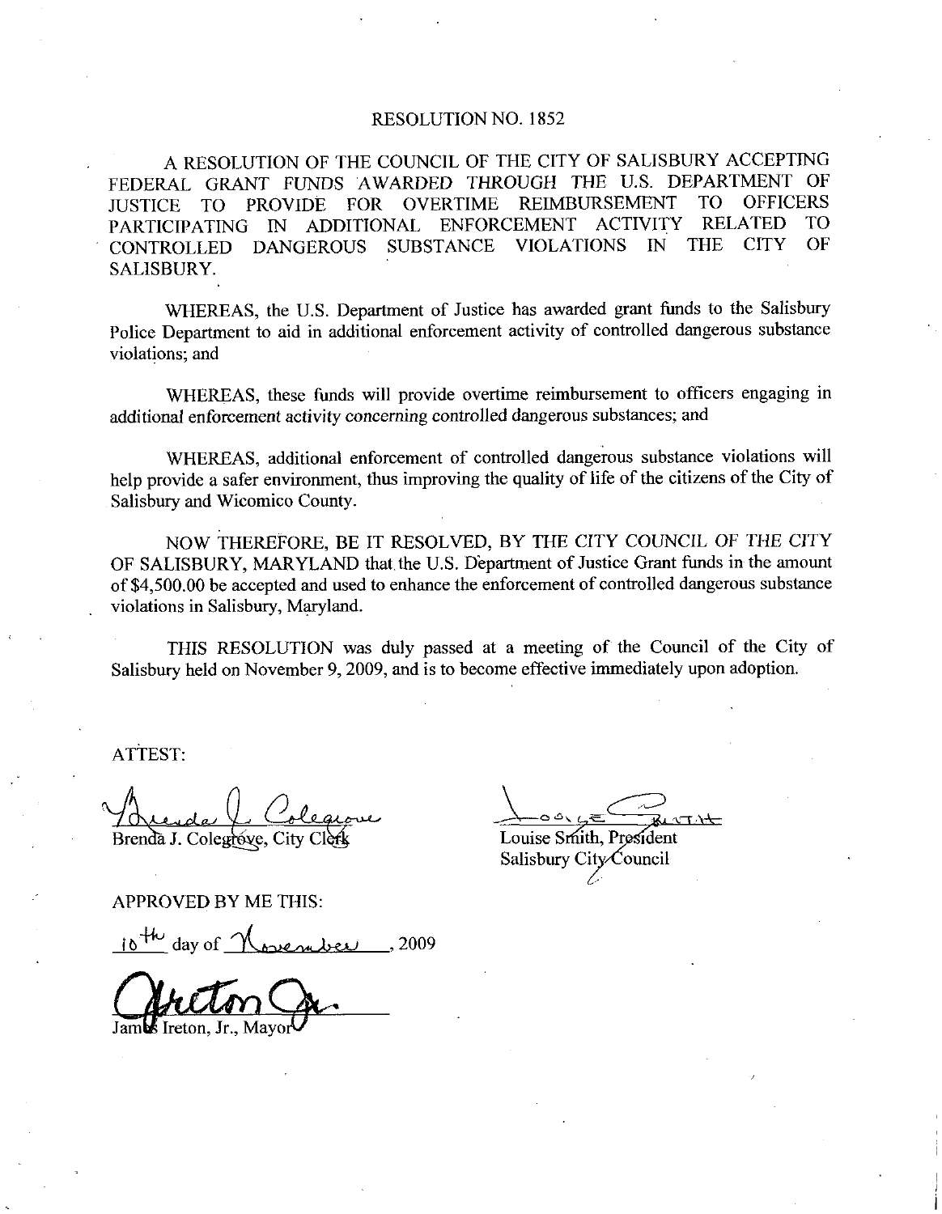# RESOLUTION NO. 1852

A RESOLUTION OF THE COUNCIL OF THE CITY OF SALISBURY ACCEPTING FEDERAL GRANT FUNDS AWARDED THROUGH THE U.S. DEPARTMENT OF JUSTICE TO PROVIDE FOR OVERTIME REIMBURSEMENT TO OFFICERS PARTICIPATING IN ADDITIONAL ENFORCEMENT ACTIVITY RELATED TO CONTROLLED DANGEROUS SUBSTANCE VIOLATIONS IN THE CITY OF SALISBURY.

WHEREAS, the U.S. Department of Justice has awarded grant funds to the Salisbury Police Department to aid in additional enforcement activity of controlled dangerous substance violations; and

WHEREAS, these funds will provide overtime reimbursement to officers engaging in additional enforcement activity concerning controlled dangerous substances; and

WHEREAS, additional enforcement of controlled dangerous substance violations will help provide a safer environment, thus improving the quality of life of the citizens of the City of Salisbury and Wicomico County.

NOW THEREFORE, BE IT RESOLVED, BY THE CITY COUNCIL OF THE CITY OF SALISBURY, MARYLAND that the U.S. Department of Justice Grant funds in the amount of $4,500.00 be accepted and used to enhance the enforcement of controlled dangerous substance violations in Salisbury, Maryland.

THIS RESOLUTION was duly passed at a meeting of the Council of the City of Salisbury held on November 9, 2009, and is to become effective immediately upon adoption.

ATTEST:

Brenda J. Colegrove, City Clerk

Louise Smith, President
Salisbury City Council

APPROVED BY ME THIS:

10th day of November, 2009

James Ireton, Jr., Mayor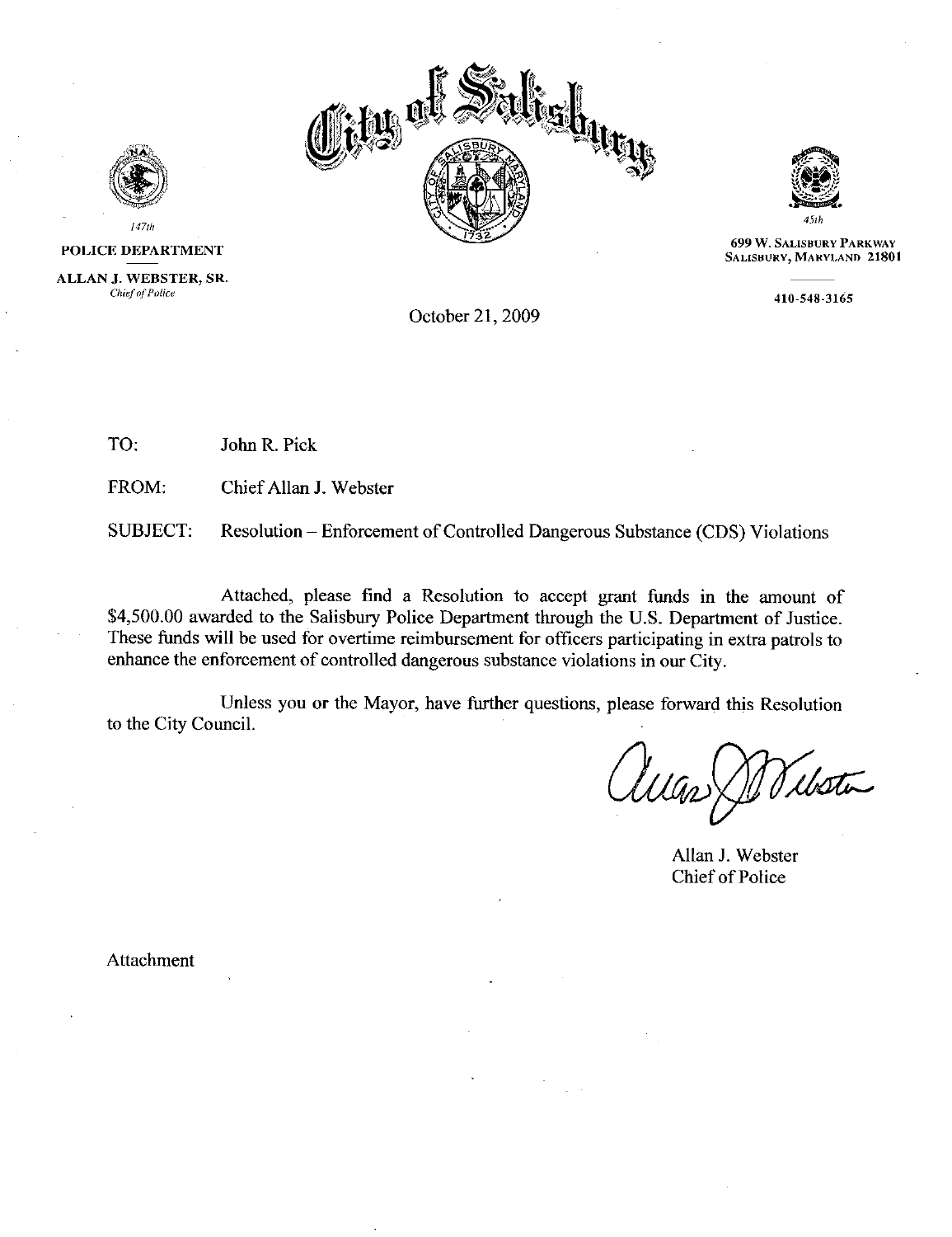City of Salisbury

147th

**POLICE DEPARTMENT**

**ALLAN J. WEBSTER, SR.**
*Chief of Police*

45th

**699 W. SALISBURY PARKWAY**
**SALISBURY, MARYLAND 21801**

**410-548-3165**

October 21, 2009

TO: John R. Pick

FROM: Chief Allan J. Webster

SUBJECT: Resolution – Enforcement of Controlled Dangerous Substance (CDS) Violations

Attached, please find a Resolution to accept grant funds in the amount of $4,500.00 awarded to the Salisbury Police Department through the U.S. Department of Justice. These funds will be used for overtime reimbursement for officers participating in extra patrols to enhance the enforcement of controlled dangerous substance violations in our City.

Unless you or the Mayor, have further questions, please forward this Resolution to the City Council.

Allan J. Webster
Chief of Police

Attachment